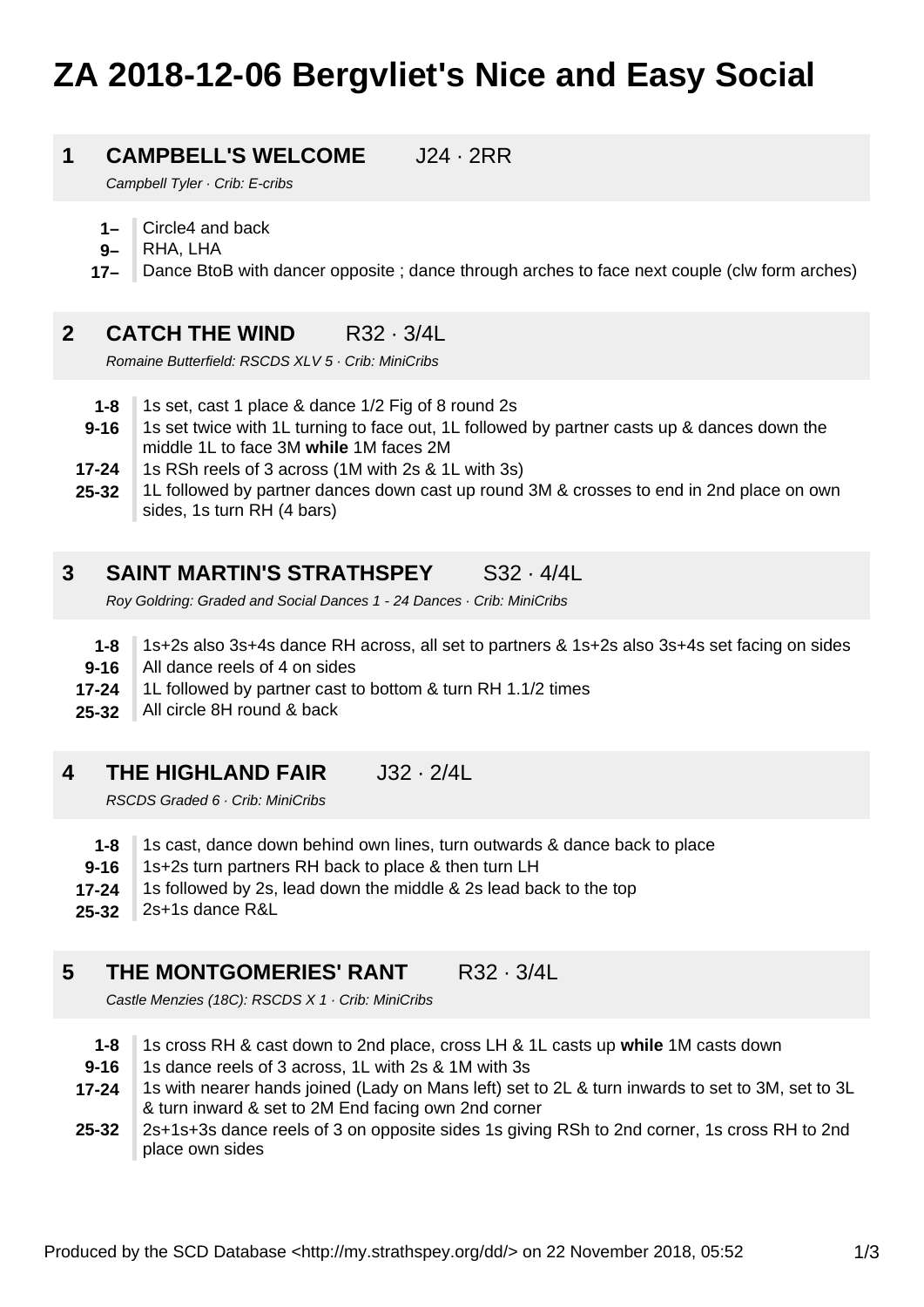# ZA 2018-12-06 Bergvliet's Nice and Easy Social

## 1 CAMPBELL'S WELCOME J24 · 2RR

*Campbell Tyler · Crib: E-cribs*

| | |
|---|---|
| **1–** | Circle4 and back |
| **9–** | RHA, LHA |
| **17–** | Dance BtoB with dancer opposite ; dance through arches to face next couple (clw form arches) |

## 2 CATCH THE WIND R32 · 3/4L

*Romaine Butterfield: RSCDS XLV 5 · Crib: MiniCribs*

| | |
|---|---|
| **1-8** | 1s set, cast 1 place & dance 1/2 Fig of 8 round 2s |
| **9-16** | 1s set twice with 1L turning to face out, 1L followed by partner casts up & dances down the middle 1L to face 3M **while** 1M faces 2M |
| **17-24** | 1s RSh reels of 3 across (1M with 2s & 1L with 3s) |
| **25-32** | 1L followed by partner dances down cast up round 3M & crosses to end in 2nd place on own sides, 1s turn RH (4 bars) |

## 3 SAINT MARTIN'S STRATHSPEY S32 · 4/4L

*Roy Goldring: Graded and Social Dances 1 - 24 Dances · Crib: MiniCribs*

| | |
|---|---|
| **1-8** | 1s+2s also 3s+4s dance RH across, all set to partners & 1s+2s also 3s+4s set facing on sides |
| **9-16** | All dance reels of 4 on sides |
| **17-24** | 1L followed by partner cast to bottom & turn RH 1.1/2 times |
| **25-32** | All circle 8H round & back |

## 4 THE HIGHLAND FAIR J32 · 2/4L

*RSCDS Graded 6 · Crib: MiniCribs*

| | |
|---|---|
| **1-8** | 1s cast, dance down behind own lines, turn outwards & dance back to place |
| **9-16** | 1s+2s turn partners RH back to place & then turn LH |
| **17-24** | 1s followed by 2s, lead down the middle & 2s lead back to the top |
| **25-32** | 2s+1s dance R&L |

## 5 THE MONTGOMERIES' RANT R32 · 3/4L

*Castle Menzies (18C): RSCDS X 1 · Crib: MiniCribs*

| | |
|---|---|
| **1-8** | 1s cross RH & cast down to 2nd place, cross LH & 1L casts up **while** 1M casts down |
| **9-16** | 1s dance reels of 3 across, 1L with 2s & 1M with 3s |
| **17-24** | 1s with nearer hands joined (Lady on Mans left) set to 2L & turn inwards to set to 3M, set to 3L & turn inward & set to 2M End facing own 2nd corner |
| **25-32** | 2s+1s+3s dance reels of 3 on opposite sides 1s giving RSh to 2nd corner, 1s cross RH to 2nd place own sides |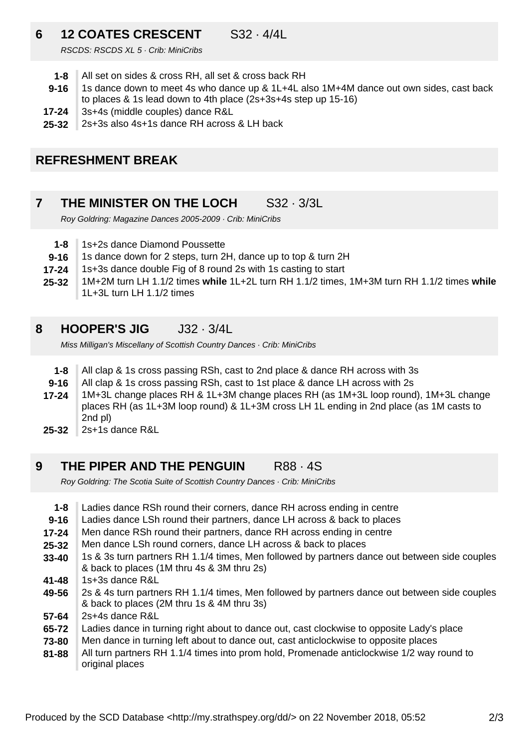## 6 12 COATES CRESCENT S32 · 4/4L

*RSCDS: RSCDS XL 5 · Crib: MiniCribs*

| | |
|---|---|
| **1-8** | All set on sides & cross RH, all set & cross back RH |
| **9-16** | 1s dance down to meet 4s who dance up & 1L+4L also 1M+4M dance out own sides, cast back to places & 1s lead down to 4th place (2s+3s+4s step up 15-16) |
| **17-24** | 3s+4s (middle couples) dance R&L |
| **25-32** | 2s+3s also 4s+1s dance RH across & LH back |

## REFRESHMENT BREAK

## 7 THE MINISTER ON THE LOCH S32 · 3/3L

*Roy Goldring: Magazine Dances 2005-2009 · Crib: MiniCribs*

| | |
|---|---|
| **1-8** | 1s+2s dance Diamond Poussette |
| **9-16** | 1s dance down for 2 steps, turn 2H, dance up to top & turn 2H |
| **17-24** | 1s+3s dance double Fig of 8 round 2s with 1s casting to start |
| **25-32** | 1M+2M turn LH 1.1/2 times **while** 1L+2L turn RH 1.1/2 times, 1M+3M turn RH 1.1/2 times **while** 1L+3L turn LH 1.1/2 times |

## 8 HOOPER'S JIG J32 · 3/4L

*Miss Milligan's Miscellany of Scottish Country Dances · Crib: MiniCribs*

| | |
|---|---|
| **1-8** | All clap & 1s cross passing RSh, cast to 2nd place & dance RH across with 3s |
| **9-16** | All clap & 1s cross passing RSh, cast to 1st place & dance LH across with 2s |
| **17-24** | 1M+3L change places RH & 1L+3M change places RH (as 1M+3L loop round), 1M+3L change places RH (as 1L+3M loop round) & 1L+3M cross LH 1L ending in 2nd place (as 1M casts to 2nd pl) |
| **25-32** | 2s+1s dance R&L |

## 9 THE PIPER AND THE PENGUIN R88 · 4S

*Roy Goldring: The Scotia Suite of Scottish Country Dances · Crib: MiniCribs*

| | |
|---|---|
| **1-8** | Ladies dance RSh round their corners, dance RH across ending in centre |
| **9-16** | Ladies dance LSh round their partners, dance LH across & back to places |
| **17-24** | Men dance RSh round their partners, dance RH across ending in centre |
| **25-32** | Men dance LSh round corners, dance LH across & back to places |
| **33-40** | 1s & 3s turn partners RH 1.1/4 times, Men followed by partners dance out between side couples & back to places (1M thru 4s & 3M thru 2s) |
| **41-48** | 1s+3s dance R&L |
| **49-56** | 2s & 4s turn partners RH 1.1/4 times, Men followed by partners dance out between side couples & back to places (2M thru 1s & 4M thru 3s) |
| **57-64** | 2s+4s dance R&L |
| **65-72** | Ladies dance in turning right about to dance out, cast clockwise to opposite Lady's place |
| **73-80** | Men dance in turning left about to dance out, cast anticlockwise to opposite places |
| **81-88** | All turn partners RH 1.1/4 times into prom hold, Promenade anticlockwise 1/2 way round to original places |

Produced by the SCD Database <http://my.strathspey.org/dd/> on 22 November 2018, 05:52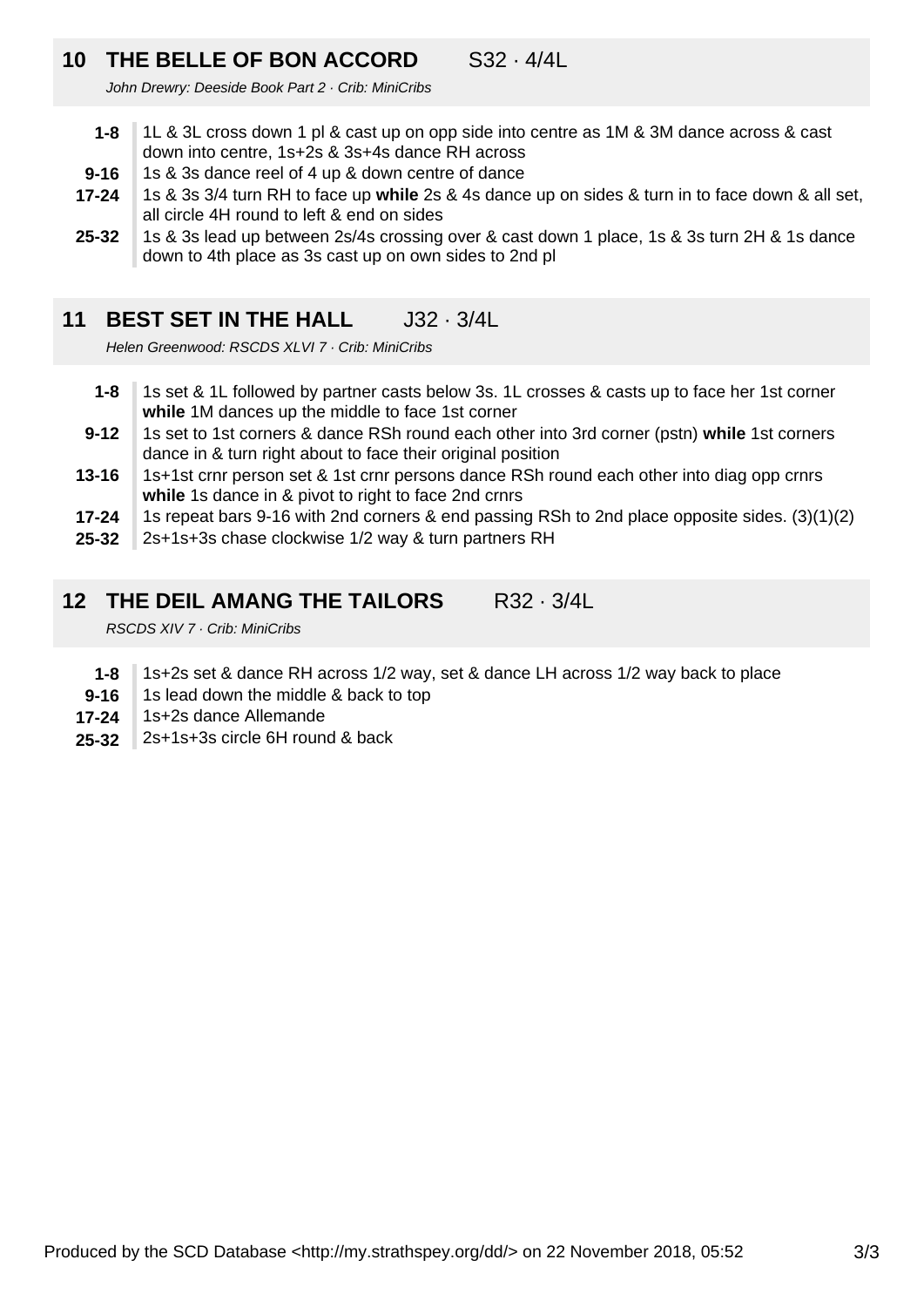## 10 THE BELLE OF BON ACCORD S32 · 4/4L

*John Drewry: Deeside Book Part 2 · Crib: MiniCribs*

| | |
|---|---|
| **1-8** | 1L & 3L cross down 1 pl & cast up on opp side into centre as 1M & 3M dance across & cast down into centre, 1s+2s & 3s+4s dance RH across |
| **9-16** | 1s & 3s dance reel of 4 up & down centre of dance |
| **17-24** | 1s & 3s 3/4 turn RH to face up **while** 2s & 4s dance up on sides & turn in to face down & all set, all circle 4H round to left & end on sides |
| **25-32** | 1s & 3s lead up between 2s/4s crossing over & cast down 1 place, 1s & 3s turn 2H & 1s dance down to 4th place as 3s cast up on own sides to 2nd pl |

## 11 BEST SET IN THE HALL J32 · 3/4L

*Helen Greenwood: RSCDS XLVI 7 · Crib: MiniCribs*

| | |
|---|---|
| **1-8** | 1s set & 1L followed by partner casts below 3s. 1L crosses & casts up to face her 1st corner **while** 1M dances up the middle to face 1st corner |
| **9-12** | 1s set to 1st corners & dance RSh round each other into 3rd corner (pstn) **while** 1st corners dance in & turn right about to face their original position |
| **13-16** | 1s+1st crnr person set & 1st crnr persons dance RSh round each other into diag opp crnrs **while** 1s dance in & pivot to right to face 2nd crnrs |
| **17-24** | 1s repeat bars 9-16 with 2nd corners & end passing RSh to 2nd place opposite sides. (3)(1)(2) |
| **25-32** | 2s+1s+3s chase clockwise 1/2 way & turn partners RH |

## 12 THE DEIL AMANG THE TAILORS R32 · 3/4L

*RSCDS XIV 7 · Crib: MiniCribs*

| | |
|---|---|
| **1-8** | 1s+2s set & dance RH across 1/2 way, set & dance LH across 1/2 way back to place |
| **9-16** | 1s lead down the middle & back to top |
| **17-24** | 1s+2s dance Allemande |
| **25-32** | 2s+1s+3s circle 6H round & back |

Produced by the SCD Database <http://my.strathspey.org/dd/> on 22 November 2018, 05:52